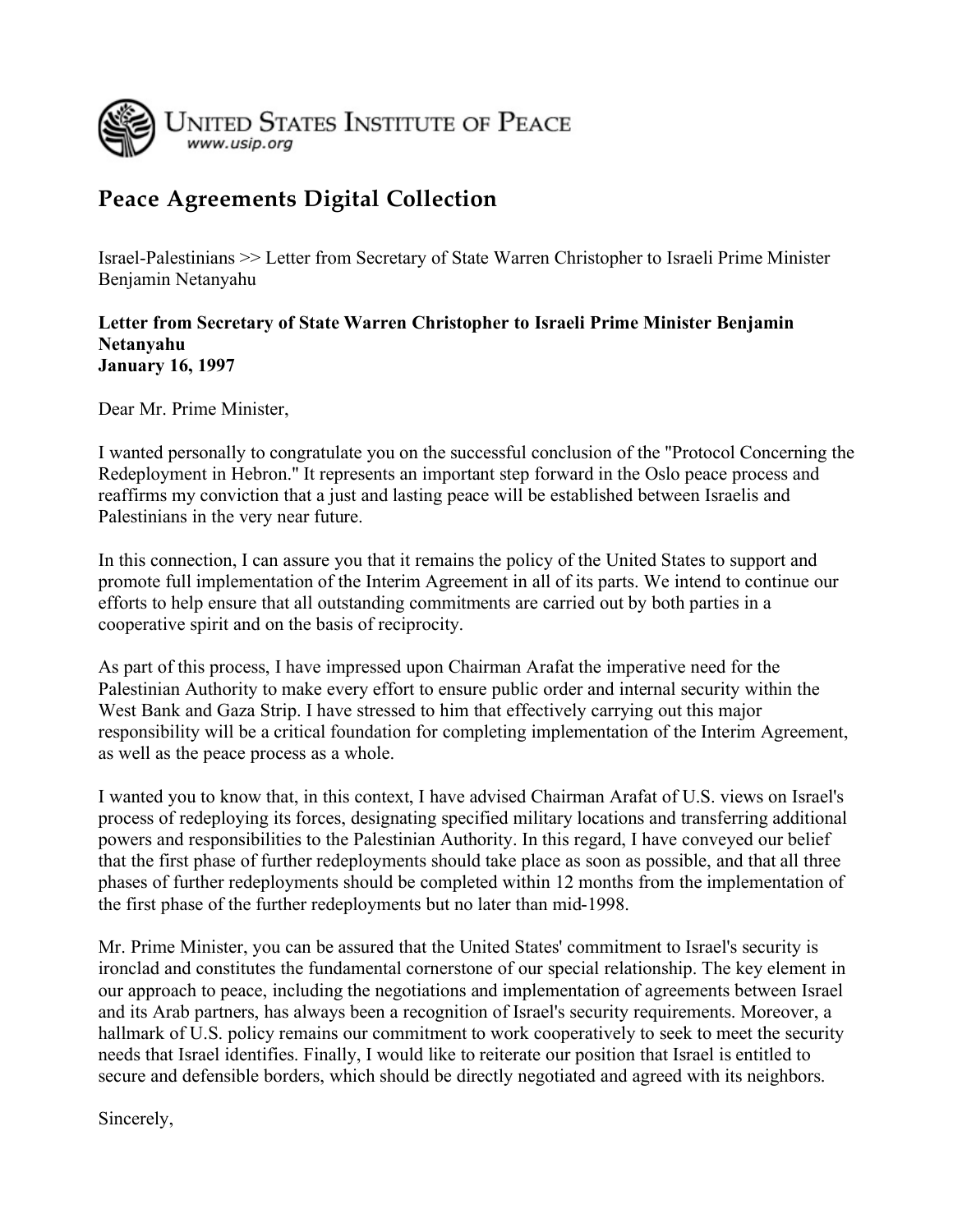United States Institute of Peace
www.usip.org

# Peace Agreements Digital Collection

Israel-Palestinians >> Letter from Secretary of State Warren Christopher to Israeli Prime Minister Benjamin Netanyahu

**Letter from Secretary of State Warren Christopher to Israeli Prime Minister Benjamin Netanyahu**
**January 16, 1997**

Dear Mr. Prime Minister,

I wanted personally to congratulate you on the successful conclusion of the "Protocol Concerning the Redeployment in Hebron." It represents an important step forward in the Oslo peace process and reaffirms my conviction that a just and lasting peace will be established between Israelis and Palestinians in the very near future.

In this connection, I can assure you that it remains the policy of the United States to support and promote full implementation of the Interim Agreement in all of its parts. We intend to continue our efforts to help ensure that all outstanding commitments are carried out by both parties in a cooperative spirit and on the basis of reciprocity.

As part of this process, I have impressed upon Chairman Arafat the imperative need for the Palestinian Authority to make every effort to ensure public order and internal security within the West Bank and Gaza Strip. I have stressed to him that effectively carrying out this major responsibility will be a critical foundation for completing implementation of the Interim Agreement, as well as the peace process as a whole.

I wanted you to know that, in this context, I have advised Chairman Arafat of U.S. views on Israel's process of redeploying its forces, designating specified military locations and transferring additional powers and responsibilities to the Palestinian Authority. In this regard, I have conveyed our belief that the first phase of further redeployments should take place as soon as possible, and that all three phases of further redeployments should be completed within 12 months from the implementation of the first phase of the further redeployments but no later than mid-1998.

Mr. Prime Minister, you can be assured that the United States' commitment to Israel's security is ironclad and constitutes the fundamental cornerstone of our special relationship. The key element in our approach to peace, including the negotiations and implementation of agreements between Israel and its Arab partners, has always been a recognition of Israel's security requirements. Moreover, a hallmark of U.S. policy remains our commitment to work cooperatively to seek to meet the security needs that Israel identifies. Finally, I would like to reiterate our position that Israel is entitled to secure and defensible borders, which should be directly negotiated and agreed with its neighbors.

Sincerely,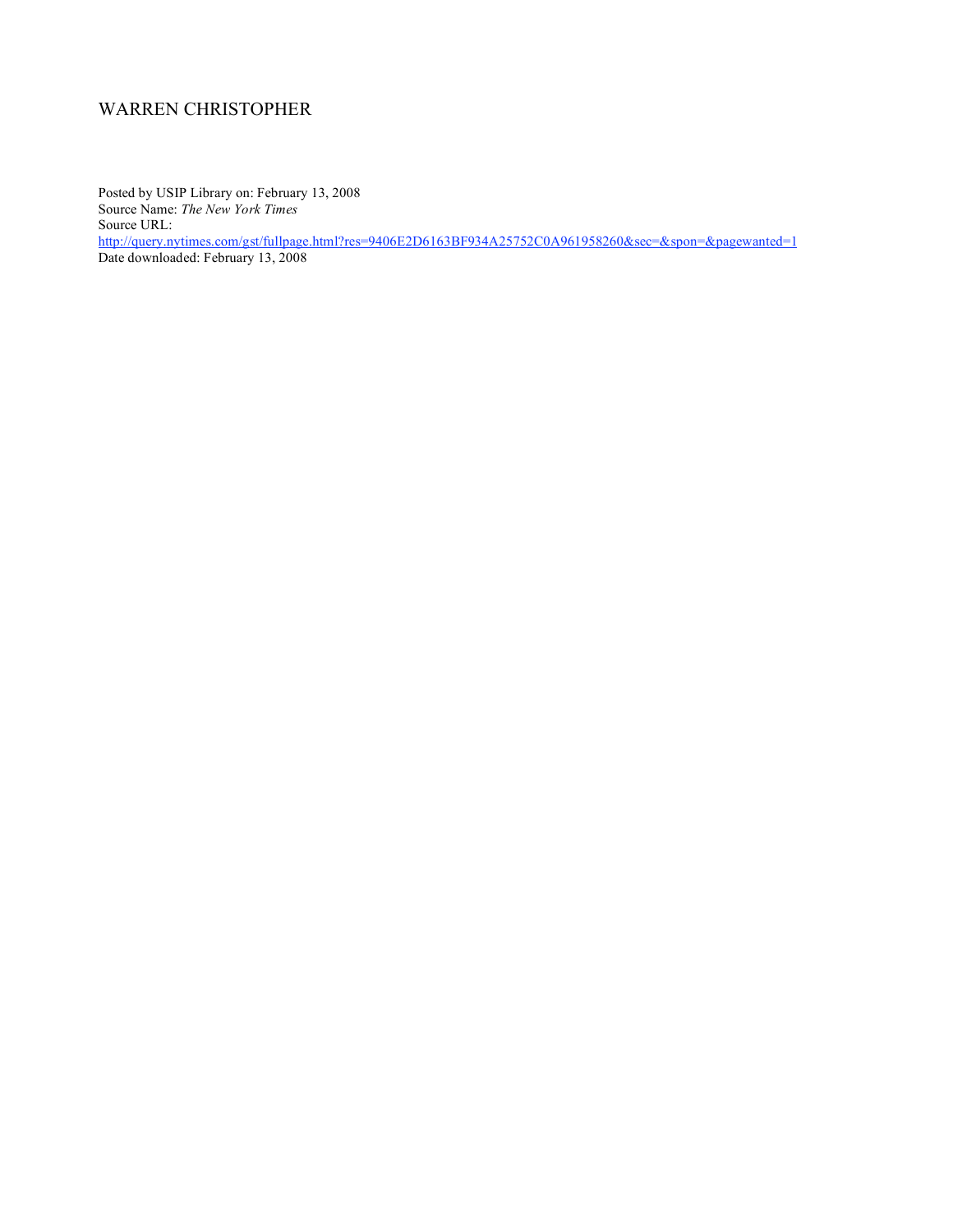WARREN CHRISTOPHER

Posted by USIP Library on: February 13, 2008
Source Name: *The New York Times*
Source URL:
http://query.nytimes.com/gst/fullpage.html?res=9406E2D6163BF934A25752C0A961958260&sec=&spon=&pagewanted=1
Date downloaded: February 13, 2008